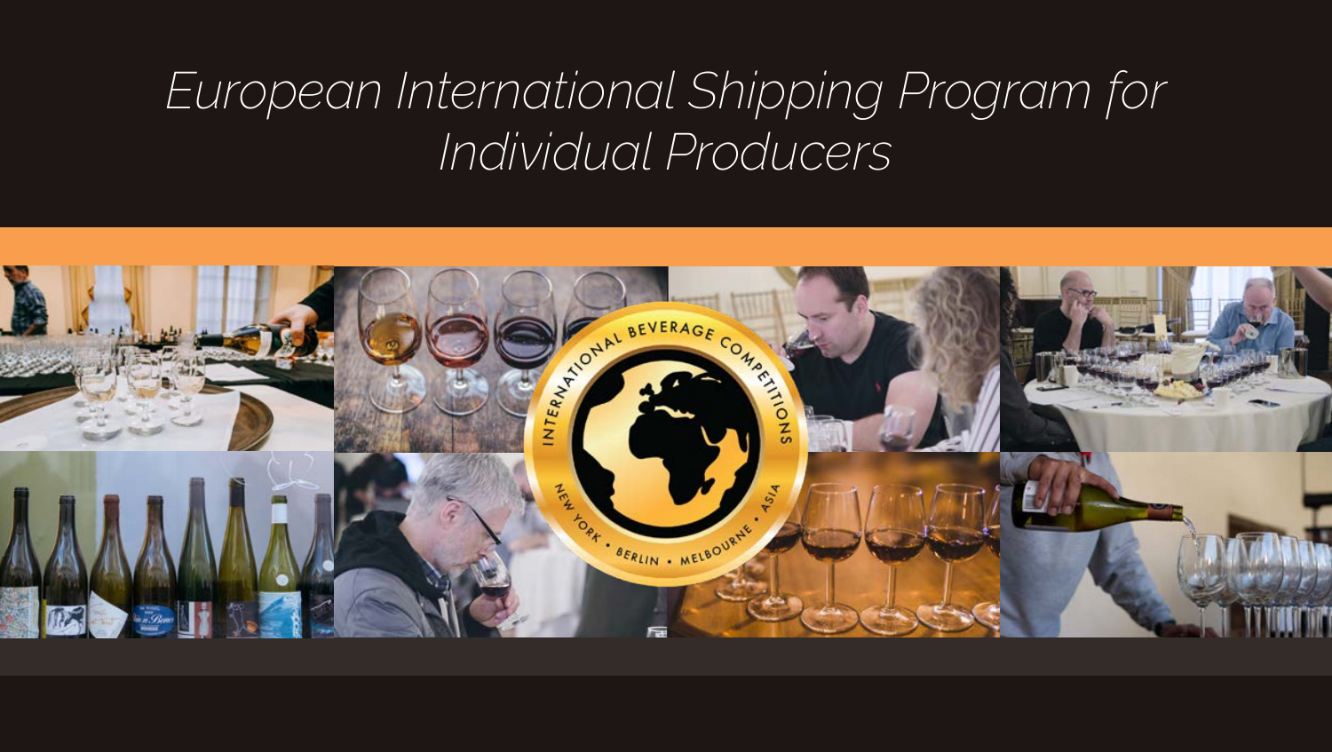# *European International Shipping Program for Individual Producers*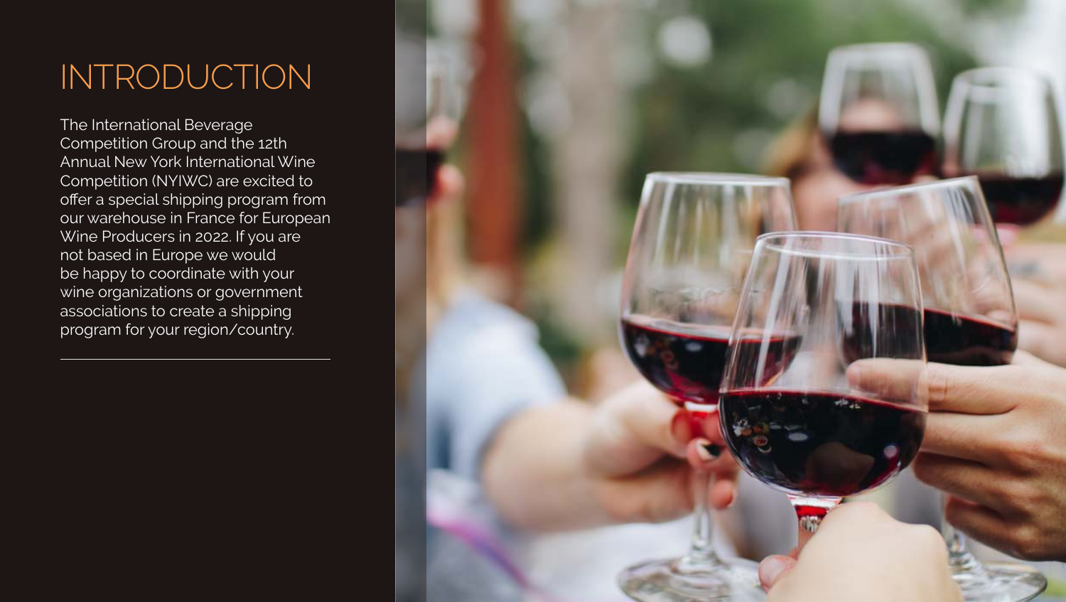# INTRODUCTION

The International Beverage Competition Group and the 12th Annual New York International Wine Competition (NYIWC) are excited to offer a special shipping program from our warehouse in France for European Wine Producers in 2022. If you are not based in Europe we would be happy to coordinate with your wine organizations or government associations to create a shipping program for your region/country.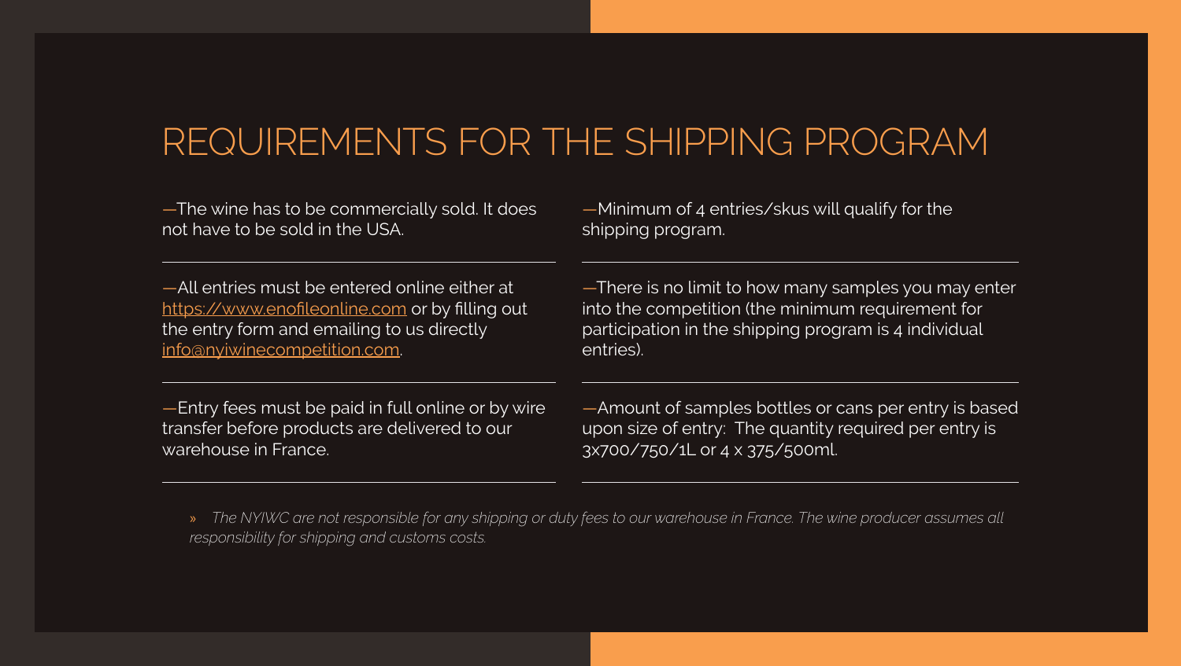# REQUIREMENTS FOR THE SHIPPING PROGRAM

—The wine has to be commercially sold. It does not have to be sold in the USA.

—All entries must be entered online either at https://www.enofileonline.com or by filling out the entry form and emailing to us directly info@nyiwinecompetition.com.

—Entry fees must be paid in full online or by wire transfer before products are delivered to our warehouse in France.

—Minimum of 4 entries/skus will qualify for the shipping program.

—There is no limit to how many samples you may enter into the competition (the minimum requirement for participation in the shipping program is 4 individual entries).

—Amount of samples bottles or cans per entry is based upon size of entry: The quantity required per entry is 3x700/750/1L or 4 x 375/500ml.

» *The NYIWC are not responsible for any shipping or duty fees to our warehouse in France. The wine producer assumes all responsibility for shipping and customs costs.*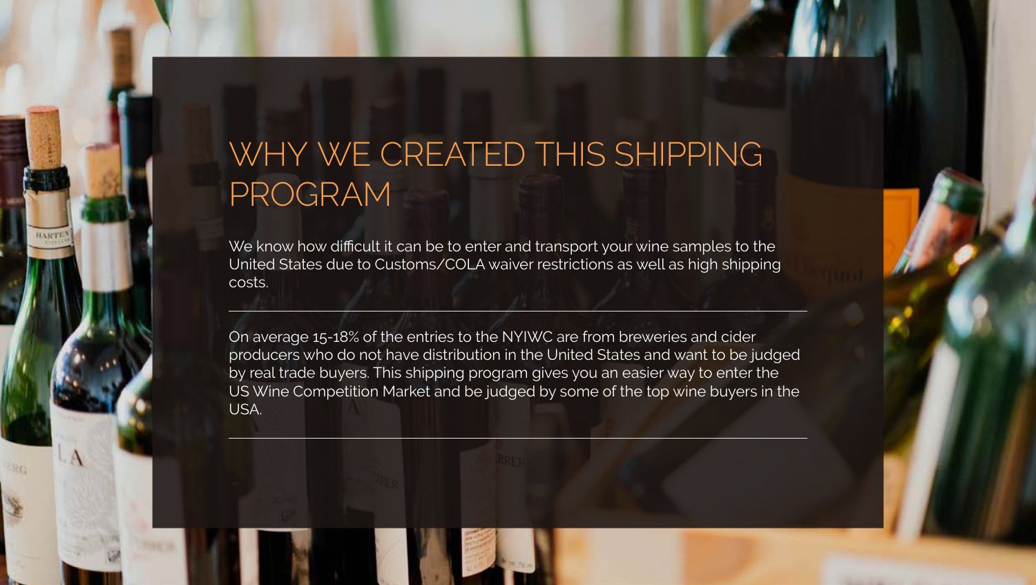# WHY WE CREATED THIS SHIPPING PROGRAM

We know how difficult it can be to enter and transport your wine samples to the United States due to Customs/COLA waiver restrictions as well as high shipping costs.

---

On average 15-18% of the entries to the NYIWC are from breweries and cider producers who do not have distribution in the United States and want to be judged by real trade buyers. This shipping program gives you an easier way to enter the US Wine Competition Market and be judged by some of the top wine buyers in the USA.

---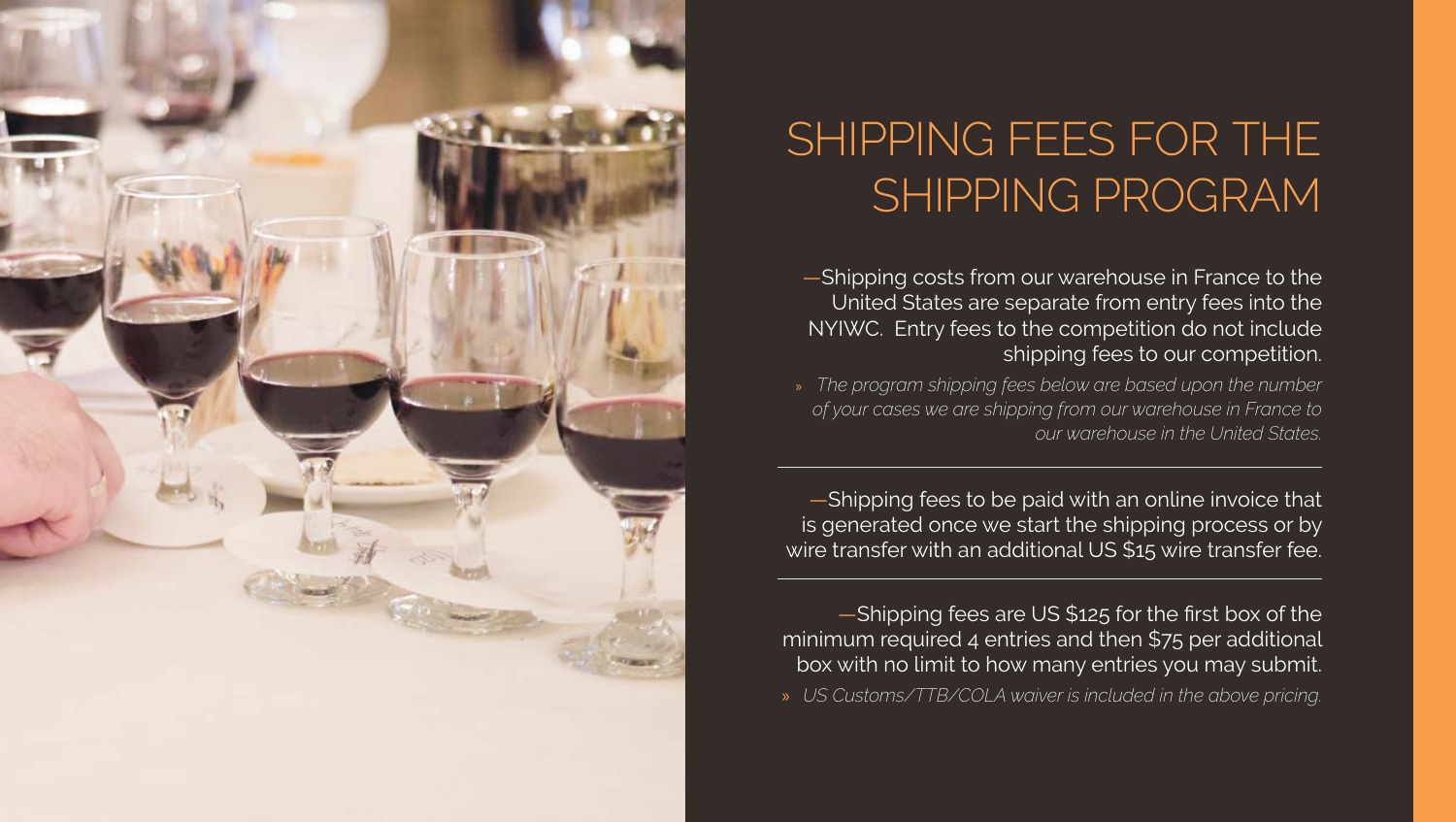# SHIPPING FEES FOR THE SHIPPING PROGRAM

—Shipping costs from our warehouse in France to the United States are separate from entry fees into the NYIWC. Entry fees to the competition do not include shipping fees to our competition.

» *The program shipping fees below are based upon the number of your cases we are shipping from our warehouse in France to our warehouse in the United States.*

---

—Shipping fees to be paid with an online invoice that is generated once we start the shipping process or by wire transfer with an additional US $15 wire transfer fee.

---

—Shipping fees are US $125 for the first box of the minimum required 4 entries and then $75 per additional box with no limit to how many entries you may submit.

» *US Customs/TTB/COLA waiver is included in the above pricing.*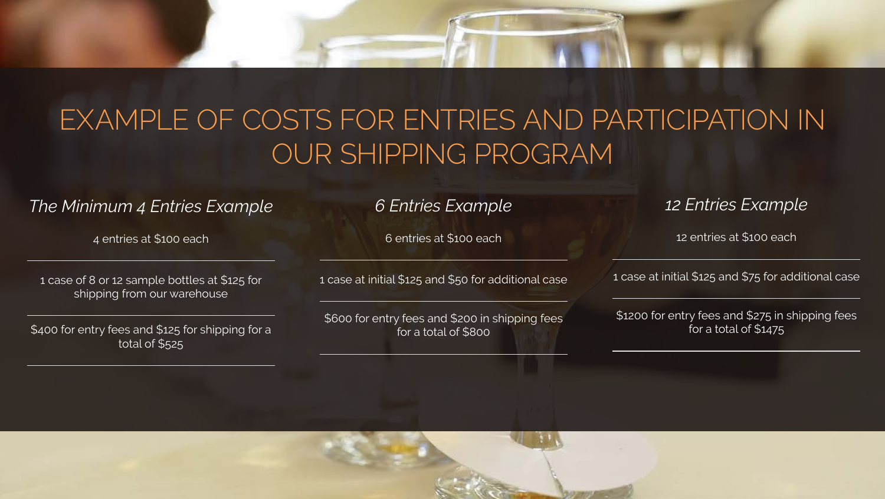# EXAMPLE OF COSTS FOR ENTRIES AND PARTICIPATION IN OUR SHIPPING PROGRAM

## *The Minimum 4 Entries Example*

4 entries at $100 each

1 case of 8 or 12 sample bottles at $125 for shipping from our warehouse

$400 for entry fees and $125 for shipping for a total of $525

## *6 Entries Example*

6 entries at $100 each

1 case at initial $125 and $50 for additional case

$600 for entry fees and $200 in shipping fees for a total of $800

## *12 Entries Example*

12 entries at $100 each

1 case at initial $125 and $75 for additional case

$1200 for entry fees and $275 in shipping fees for a total of $1475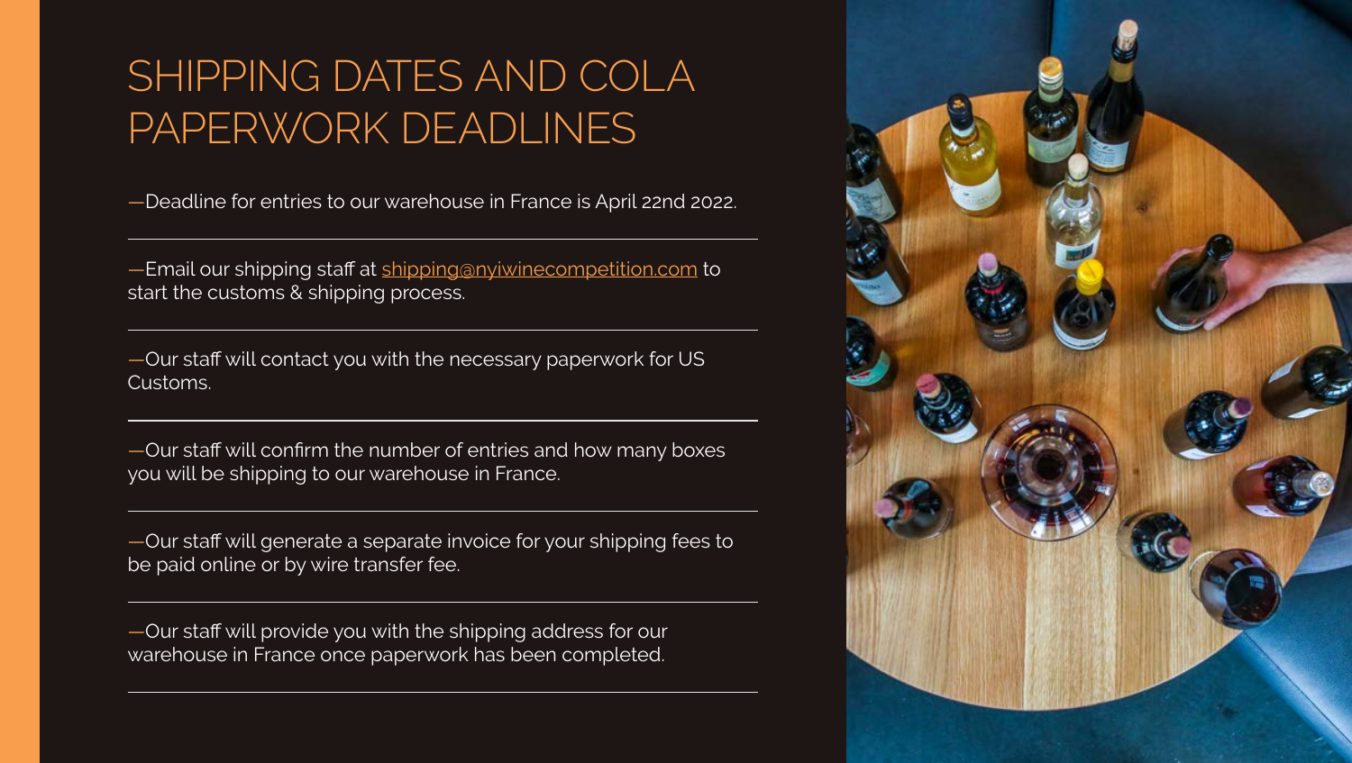# SHIPPING DATES AND COLA PAPERWORK DEADLINES

—Deadline for entries to our warehouse in France is April 22nd 2022.

—Email our shipping staff at shipping@nyiwinecompetition.com to start the customs & shipping process.

—Our staff will contact you with the necessary paperwork for US Customs.

—Our staff will confirm the number of entries and how many boxes you will be shipping to our warehouse in France.

—Our staff will generate a separate invoice for your shipping fees to be paid online or by wire transfer fee.

—Our staff will provide you with the shipping address for our warehouse in France once paperwork has been completed.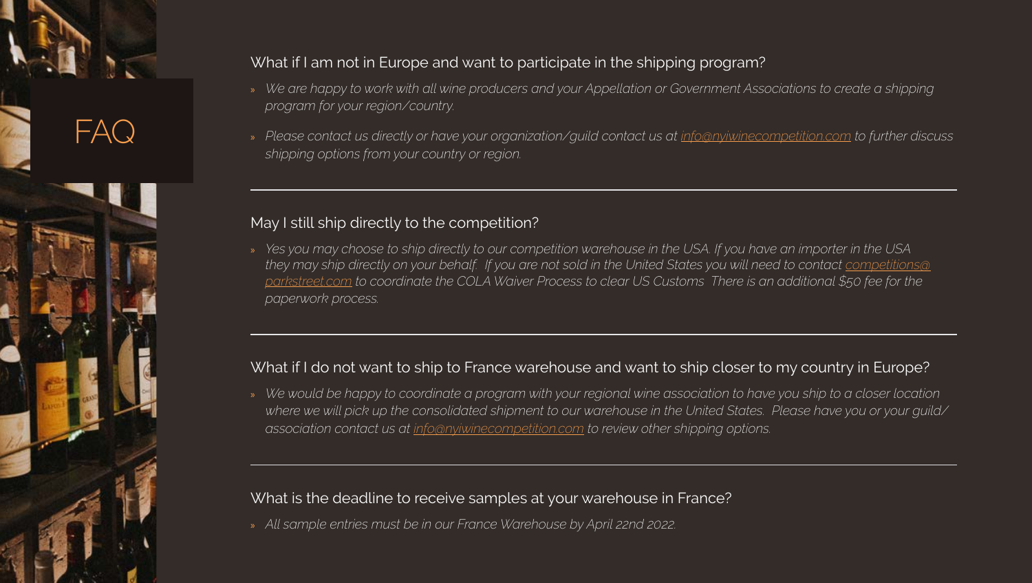# FAQ

## What if I am not in Europe and want to participate in the shipping program?

- *We are happy to work with all wine producers and your Appellation or Government Associations to create a shipping program for your region/country.*
- *Please contact us directly or have your organization/guild contact us at info@nyiwinecompetition.com to further discuss shipping options from your country or region.*

---

## May I still ship directly to the competition?

- *Yes you may choose to ship directly to our competition warehouse in the USA. If you have an importer in the USA they may ship directly on your behalf. If you are not sold in the United States you will need to contact competitions@parkstreet.com to coordinate the COLA Waiver Process to clear US Customs There is an additional $50 fee for the paperwork process.*

---

## What if I do not want to ship to France warehouse and want to ship closer to my country in Europe?

- *We would be happy to coordinate a program with your regional wine association to have you ship to a closer location where we will pick up the consolidated shipment to our warehouse in the United States. Please have you or your guild/association contact us at info@nyiwinecompetition.com to review other shipping options.*

---

## What is the deadline to receive samples at your warehouse in France?

- *All sample entries must be in our France Warehouse by April 22nd 2022.*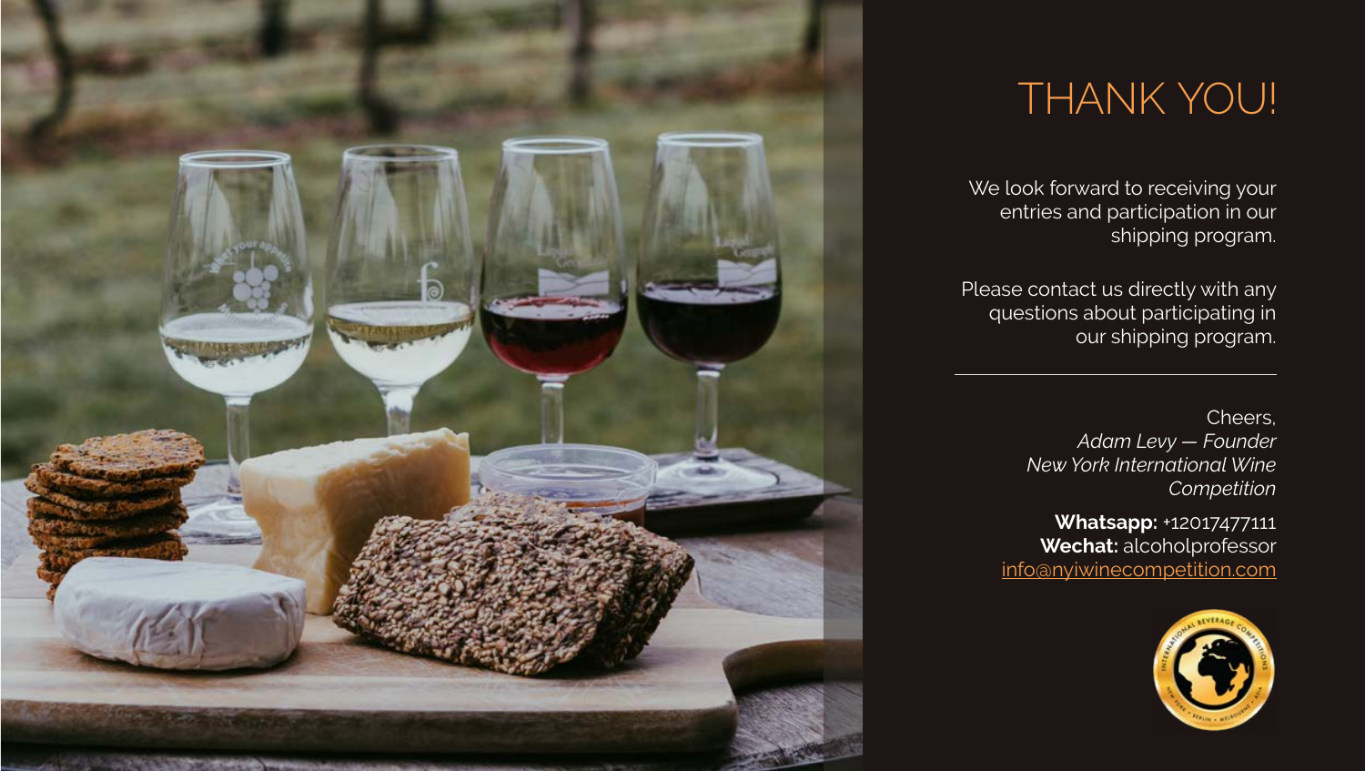# THANK YOU!

We look forward to receiving your entries and participation in our shipping program.

Please contact us directly with any questions about participating in our shipping program.

---

Cheers,
*Adam Levy — Founder*
*New York International Wine Competition*

**Whatsapp:** +12017477111
**Wechat:** alcoholprofessor
info@nyiwinecompetition.com